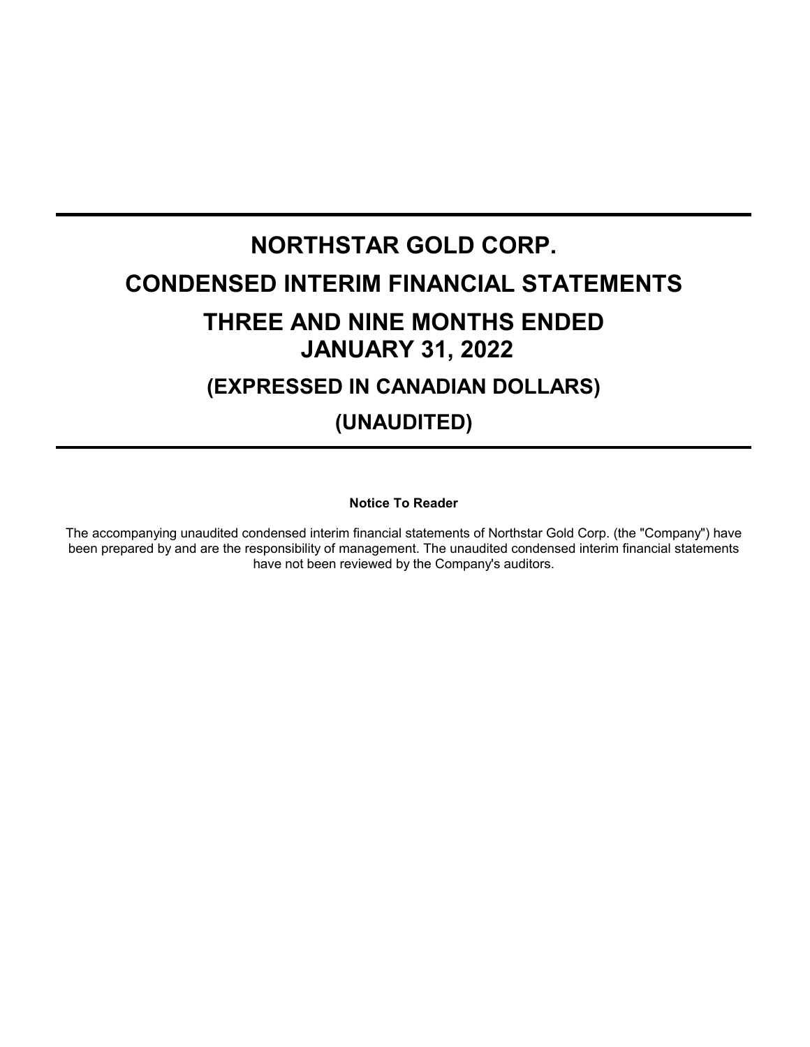# NORTHSTAR GOLD CORP.

# CONDENSED INTERIM FINANCIAL STATEMENTS

# THREE AND NINE MONTHS ENDED JANUARY 31, 2022

## (EXPRESSED IN CANADIAN DOLLARS)

## (UNAUDITED)

**Notice To Reader**

The accompanying unaudited condensed interim financial statements of Northstar Gold Corp. (the "Company") have been prepared by and are the responsibility of management. The unaudited condensed interim financial statements have not been reviewed by the Company's auditors.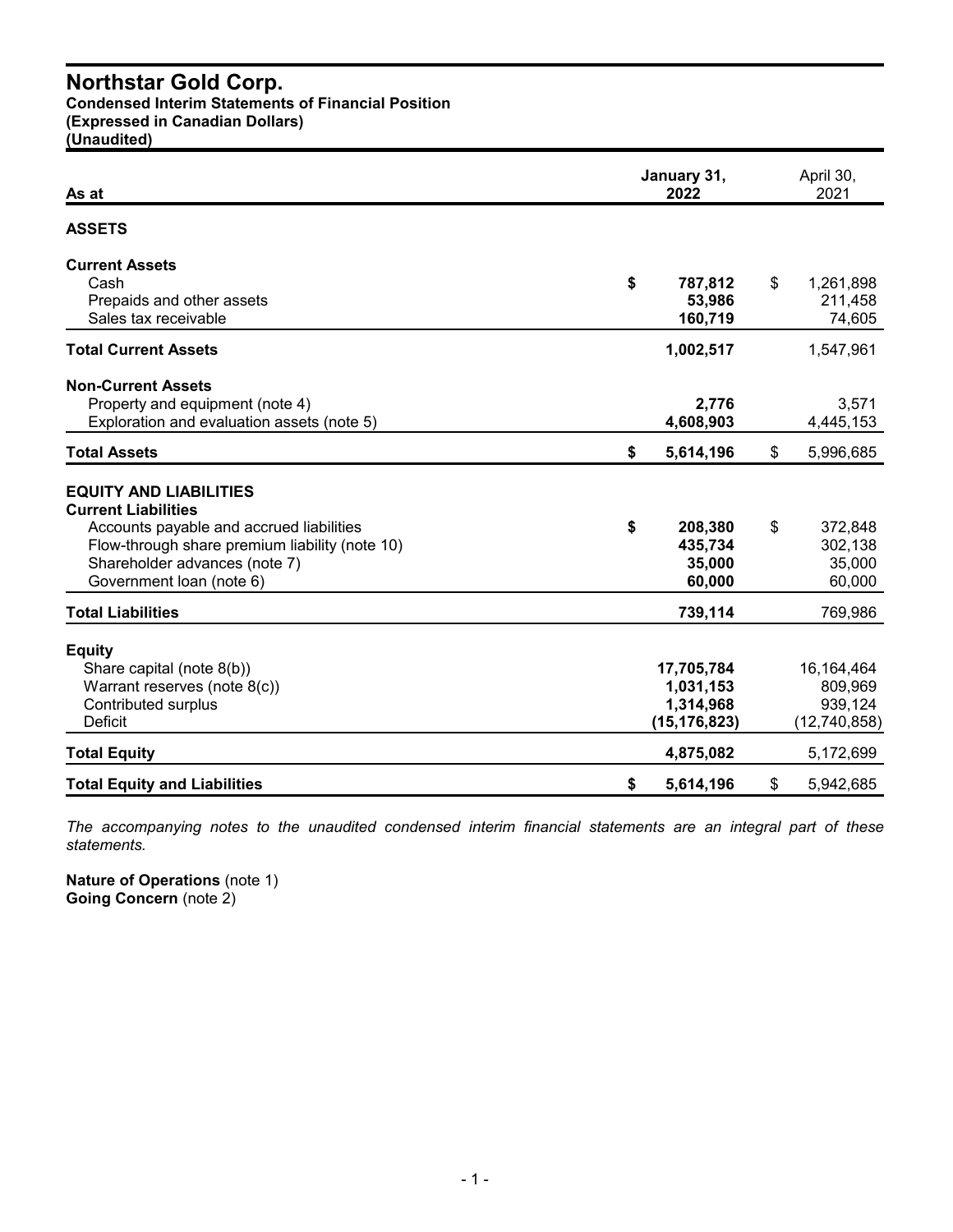# Northstar Gold Corp.

**Condensed Interim Statements of Financial Position**
**(Expressed in Canadian Dollars)**
**(Unaudited)**

| As at | January 31, 2022 | April 30, 2021 |
|---|---|---|
| **ASSETS** | | |
| **Current Assets** | | |
| Cash | **$ 787,812** | $ 1,261,898 |
| Prepaids and other assets | **53,986** | 211,458 |
| Sales tax receivable | **160,719** | 74,605 |
| **Total Current Assets** | **1,002,517** | 1,547,961 |
| **Non-Current Assets** | | |
| Property and equipment (note 4) | **2,776** | 3,571 |
| Exploration and evaluation assets (note 5) | **4,608,903** | 4,445,153 |
| **Total Assets** | **$ 5,614,196** | $ 5,996,685 |
| **EQUITY AND LIABILITIES** | | |
| **Current Liabilities** | | |
| Accounts payable and accrued liabilities | **$ 208,380** | $ 372,848 |
| Flow-through share premium liability (note 10) | **435,734** | 302,138 |
| Shareholder advances (note 7) | **35,000** | 35,000 |
| Government loan (note 6) | **60,000** | 60,000 |
| **Total Liabilities** | **739,114** | 769,986 |
| **Equity** | | |
| Share capital (note 8(b)) | **17,705,784** | 16,164,464 |
| Warrant reserves (note 8(c)) | **1,031,153** | 809,969 |
| Contributed surplus | **1,314,968** | 939,124 |
| Deficit | **(15,176,823)** | (12,740,858) |
| **Total Equity** | **4,875,082** | 5,172,699 |
| **Total Equity and Liabilities** | **$ 5,614,196** | $ 5,942,685 |

*The accompanying notes to the unaudited condensed interim financial statements are an integral part of these statements.*

**Nature of Operations** (note 1)
**Going Concern** (note 2)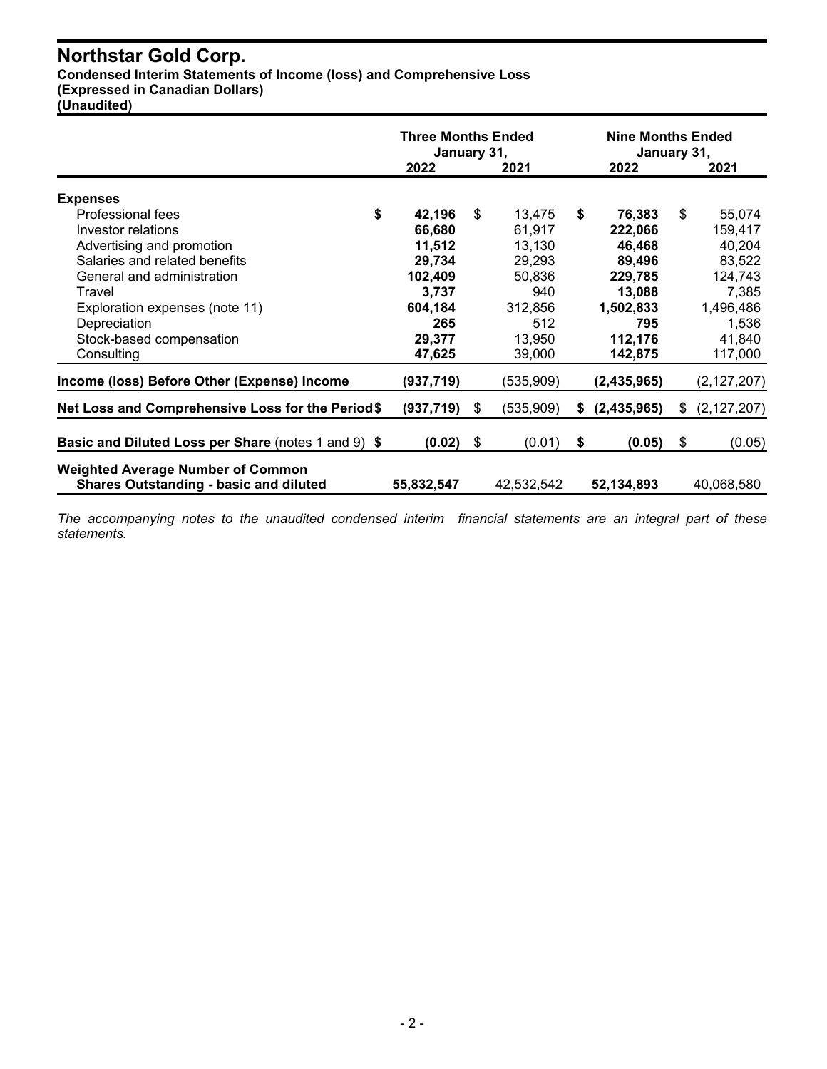# Northstar Gold Corp.

**Condensed Interim Statements of Income (loss) and Comprehensive Loss**
**(Expressed in Canadian Dollars)**
**(Unaudited)**

| | Three Months Ended January 31, | | Nine Months Ended January 31, | |
|---|---|---|---|---|
| | **2022** | **2021** | **2022** | **2021** |
| **Expenses** | | | | |
| Professional fees | **$ 42,196** | $ 13,475 | **$ 76,383** | $ 55,074 |
| Investor relations | **66,680** | 61,917 | **222,066** | 159,417 |
| Advertising and promotion | **11,512** | 13,130 | **46,468** | 40,204 |
| Salaries and related benefits | **29,734** | 29,293 | **89,496** | 83,522 |
| General and administration | **102,409** | 50,836 | **229,785** | 124,743 |
| Travel | **3,737** | 940 | **13,088** | 7,385 |
| Exploration expenses (note 11) | **604,184** | 312,856 | **1,502,833** | 1,496,486 |
| Depreciation | **265** | 512 | **795** | 1,536 |
| Stock-based compensation | **29,377** | 13,950 | **112,176** | 41,840 |
| Consulting | **47,625** | 39,000 | **142,875** | 117,000 |
| **Income (loss) Before Other (Expense) Income** | **(937,719)** | (535,909) | **(2,435,965)** | (2,127,207) |
| **Net Loss and Comprehensive Loss for the Period** | **$ (937,719)** | $ (535,909) | **$ (2,435,965)** | $ (2,127,207) |
| **Basic and Diluted Loss per Share** (notes 1 and 9) | **$ (0.02)** | $ (0.01) | **$ (0.05)** | $ (0.05) |
| **Weighted Average Number of Common Shares Outstanding - basic and diluted** | **55,832,547** | 42,532,542 | **52,134,893** | 40,068,580 |

*The accompanying notes to the unaudited condensed interim financial statements are an integral part of these statements.*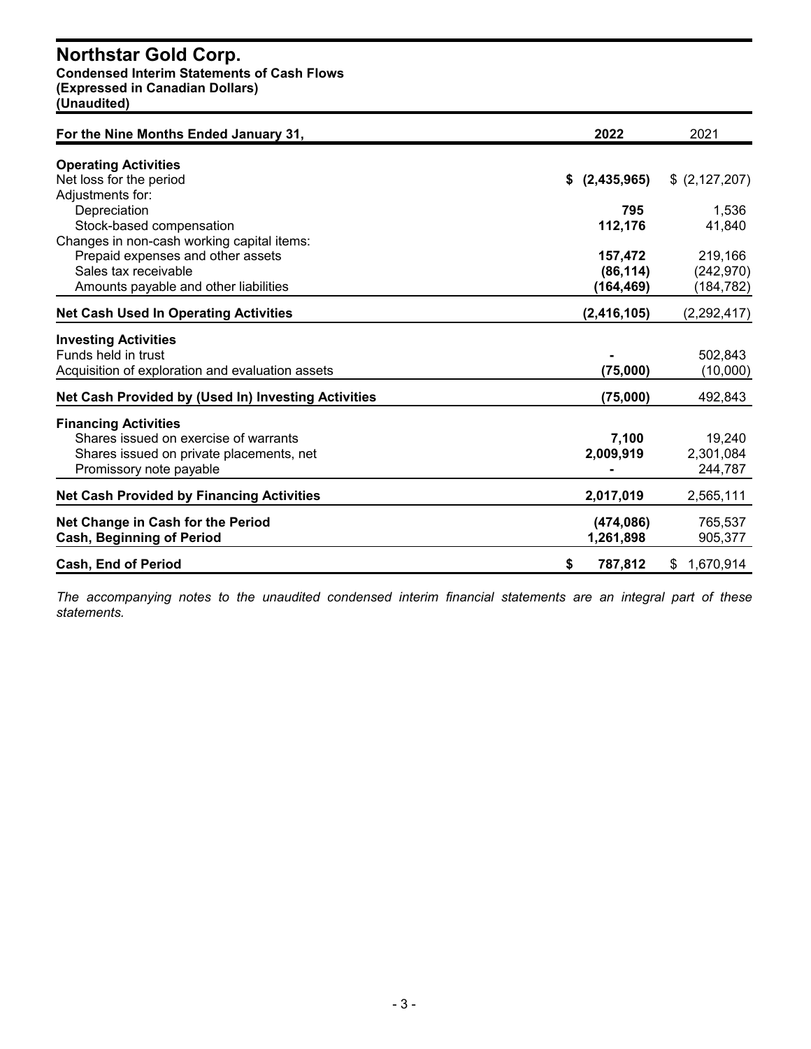# Northstar Gold Corp.

**Condensed Interim Statements of Cash Flows**
**(Expressed in Canadian Dollars)**
**(Unaudited)**

| For the Nine Months Ended January 31, | 2022 | 2021 |
|---|---|---|
| **Operating Activities** | | |
| Net loss for the period | **$ (2,435,965)** | $ (2,127,207) |
| Adjustments for: | | |
| Depreciation | **795** | 1,536 |
| Stock-based compensation | **112,176** | 41,840 |
| Changes in non-cash working capital items: | | |
| Prepaid expenses and other assets | **157,472** | 219,166 |
| Sales tax receivable | **(86,114)** | (242,970) |
| Amounts payable and other liabilities | **(164,469)** | (184,782) |
| **Net Cash Used In Operating Activities** | **(2,416,105)** | (2,292,417) |
| **Investing Activities** | | |
| Funds held in trust | **-** | 502,843 |
| Acquisition of exploration and evaluation assets | **(75,000)** | (10,000) |
| **Net Cash Provided by (Used In) Investing Activities** | **(75,000)** | 492,843 |
| **Financing Activities** | | |
| Shares issued on exercise of warrants | **7,100** | 19,240 |
| Shares issued on private placements, net | **2,009,919** | 2,301,084 |
| Promissory note payable | **-** | 244,787 |
| **Net Cash Provided by Financing Activities** | **2,017,019** | 2,565,111 |
| **Net Change in Cash for the Period** | **(474,086)** | 765,537 |
| **Cash, Beginning of Period** | **1,261,898** | 905,377 |
| **Cash, End of Period** | **$ 787,812** | $ 1,670,914 |

*The accompanying notes to the unaudited condensed interim financial statements are an integral part of these statements.*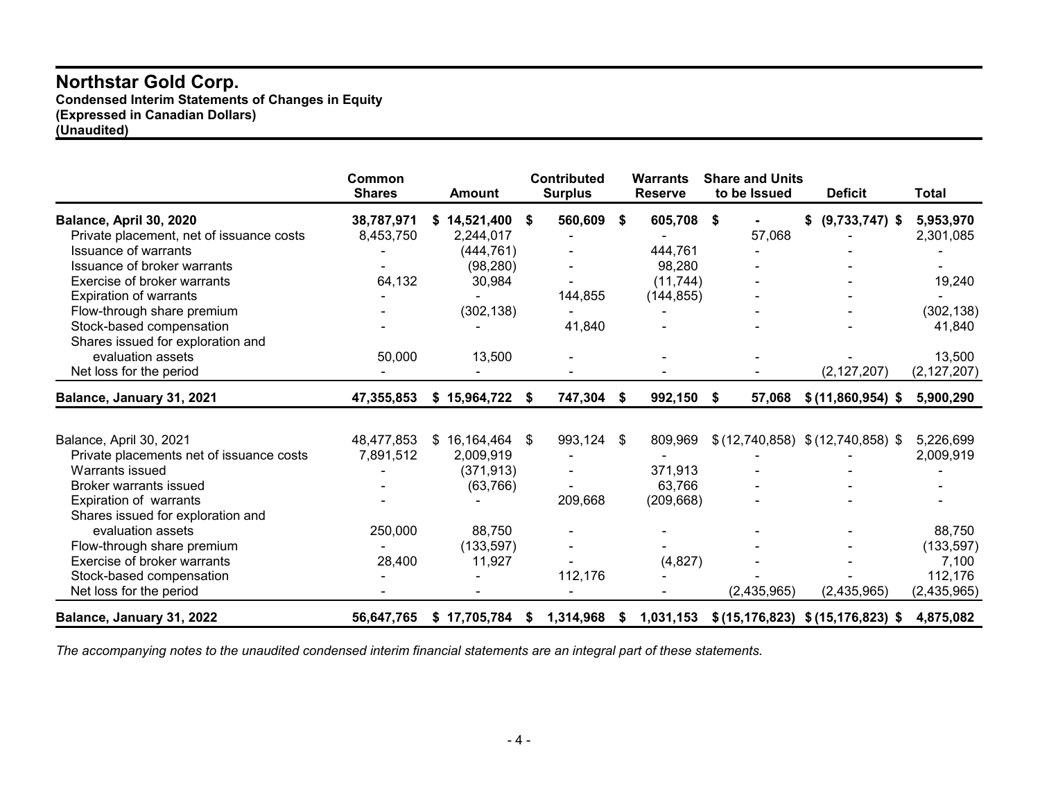# Northstar Gold Corp.

**Condensed Interim Statements of Changes in Equity**
**(Expressed in Canadian Dollars)**
**(Unaudited)**

| | Common Shares | Amount | Contributed Surplus | Warrants Reserve | Share and Units to be Issued | Deficit | Total |
|---|---|---|---|---|---|---|---|
| **Balance, April 30, 2020** | **38,787,971** | **$ 14,521,400** | **$ 560,609** | **$ 605,708** | **$ -** | **$ (9,733,747)** | **$ 5,953,970** |
| Private placement, net of issuance costs | 8,453,750 | 2,244,017 | - | - | 57,068 | - | 2,301,085 |
| Issuance of warrants | - | (444,761) | - | 444,761 | - | - | - |
| Issuance of broker warrants | - | (98,280) | - | 98,280 | - | - | - |
| Exercise of broker warrants | 64,132 | 30,984 | - | (11,744) | - | - | 19,240 |
| Expiration of warrants | - | - | 144,855 | (144,855) | - | - | - |
| Flow-through share premium | - | (302,138) | - | - | - | - | (302,138) |
| Stock-based compensation | - | - | 41,840 | - | - | - | 41,840 |
| Shares issued for exploration and evaluation assets | 50,000 | 13,500 | - | - | - | - | 13,500 |
| Net loss for the period | - | - | - | - | - | (2,127,207) | (2,127,207) |
| **Balance, January 31, 2021** | **47,355,853** | **$ 15,964,722** | **$ 747,304** | **$ 992,150** | **$ 57,068** | **$ (11,860,954)** | **$ 5,900,290** |
| | | | | | | | |
| Balance, April 30, 2021 | 48,477,853 | $ 16,164,464 | $ 993,124 | $ 809,969 | $ (12,740,858) | $ (12,740,858) | $ 5,226,699 |
| Private placements net of issuance costs | 7,891,512 | 2,009,919 | - | - | - | - | 2,009,919 |
| Warrants issued | - | (371,913) | - | 371,913 | - | - | - |
| Broker warrants issued | - | (63,766) | - | 63,766 | - | - | - |
| Expiration of warrants | - | - | 209,668 | (209,668) | - | - | - |
| Shares issued for exploration and evaluation assets | 250,000 | 88,750 | - | - | - | - | 88,750 |
| Flow-through share premium | - | (133,597) | - | - | - | - | (133,597) |
| Exercise of broker warrants | 28,400 | 11,927 | - | (4,827) | - | - | 7,100 |
| Stock-based compensation | - | - | 112,176 | - | - | - | 112,176 |
| Net loss for the period | - | - | - | - | (2,435,965) | (2,435,965) | (2,435,965) |
| **Balance, January 31, 2022** | **56,647,765** | **$ 17,705,784** | **$ 1,314,968** | **$ 1,031,153** | **$ (15,176,823)** | **$ (15,176,823)** | **$ 4,875,082** |

*The accompanying notes to the unaudited condensed interim financial statements are an integral part of these statements.*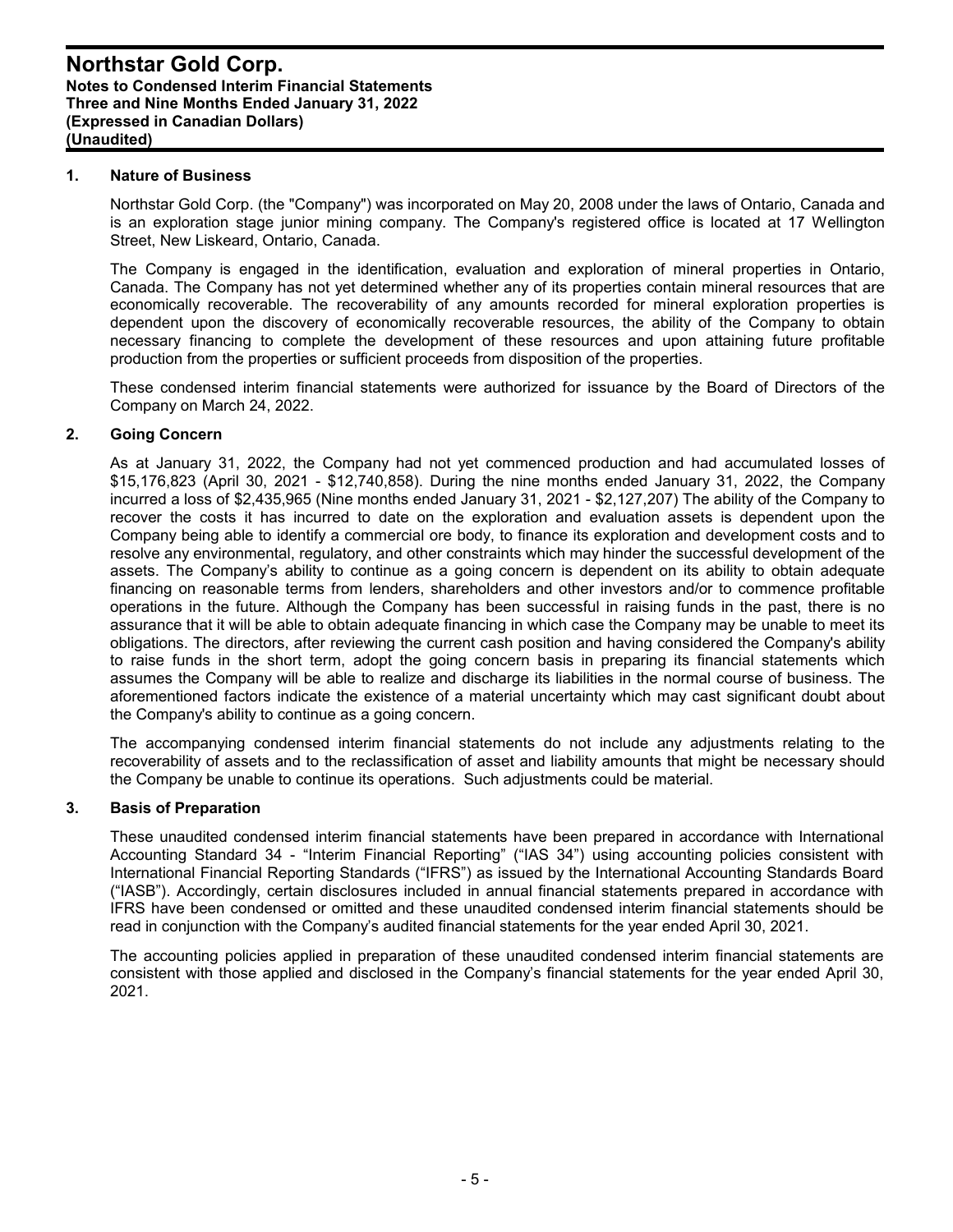## 1. Nature of Business

Northstar Gold Corp. (the "Company") was incorporated on May 20, 2008 under the laws of Ontario, Canada and is an exploration stage junior mining company. The Company's registered office is located at 17 Wellington Street, New Liskeard, Ontario, Canada.

The Company is engaged in the identification, evaluation and exploration of mineral properties in Ontario, Canada. The Company has not yet determined whether any of its properties contain mineral resources that are economically recoverable. The recoverability of any amounts recorded for mineral exploration properties is dependent upon the discovery of economically recoverable resources, the ability of the Company to obtain necessary financing to complete the development of these resources and upon attaining future profitable production from the properties or sufficient proceeds from disposition of the properties.

These condensed interim financial statements were authorized for issuance by the Board of Directors of the Company on March 24, 2022.

## 2. Going Concern

As at January 31, 2022, the Company had not yet commenced production and had accumulated losses of $15,176,823 (April 30, 2021 - $12,740,858). During the nine months ended January 31, 2022, the Company incurred a loss of $2,435,965 (Nine months ended January 31, 2021 - $2,127,207) The ability of the Company to recover the costs it has incurred to date on the exploration and evaluation assets is dependent upon the Company being able to identify a commercial ore body, to finance its exploration and development costs and to resolve any environmental, regulatory, and other constraints which may hinder the successful development of the assets. The Company's ability to continue as a going concern is dependent on its ability to obtain adequate financing on reasonable terms from lenders, shareholders and other investors and/or to commence profitable operations in the future. Although the Company has been successful in raising funds in the past, there is no assurance that it will be able to obtain adequate financing in which case the Company may be unable to meet its obligations. The directors, after reviewing the current cash position and having considered the Company's ability to raise funds in the short term, adopt the going concern basis in preparing its financial statements which assumes the Company will be able to realize and discharge its liabilities in the normal course of business. The aforementioned factors indicate the existence of a material uncertainty which may cast significant doubt about the Company's ability to continue as a going concern.

The accompanying condensed interim financial statements do not include any adjustments relating to the recoverability of assets and to the reclassification of asset and liability amounts that might be necessary should the Company be unable to continue its operations. Such adjustments could be material.

## 3. Basis of Preparation

These unaudited condensed interim financial statements have been prepared in accordance with International Accounting Standard 34 - "Interim Financial Reporting" ("IAS 34") using accounting policies consistent with International Financial Reporting Standards ("IFRS") as issued by the International Accounting Standards Board ("IASB"). Accordingly, certain disclosures included in annual financial statements prepared in accordance with IFRS have been condensed or omitted and these unaudited condensed interim financial statements should be read in conjunction with the Company's audited financial statements for the year ended April 30, 2021.

The accounting policies applied in preparation of these unaudited condensed interim financial statements are consistent with those applied and disclosed in the Company's financial statements for the year ended April 30, 2021.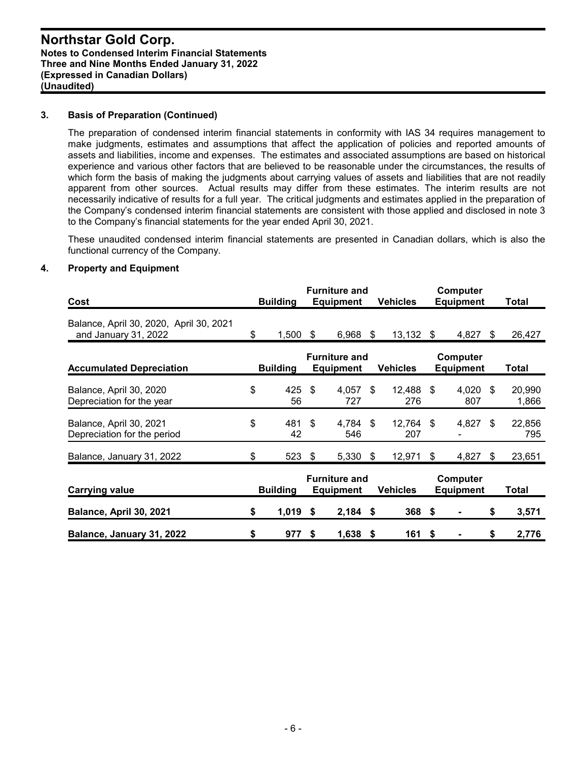### 3. Basis of Preparation (Continued)

The preparation of condensed interim financial statements in conformity with IAS 34 requires management to make judgments, estimates and assumptions that affect the application of policies and reported amounts of assets and liabilities, income and expenses. The estimates and associated assumptions are based on historical experience and various other factors that are believed to be reasonable under the circumstances, the results of which form the basis of making the judgments about carrying values of assets and liabilities that are not readily apparent from other sources. Actual results may differ from these estimates. The interim results are not necessarily indicative of results for a full year. The critical judgments and estimates applied in the preparation of the Company's condensed interim financial statements are consistent with those applied and disclosed in note 3 to the Company's financial statements for the year ended April 30, 2021.

These unaudited condensed interim financial statements are presented in Canadian dollars, which is also the functional currency of the Company.

### 4. Property and Equipment

| Cost | Building | Furniture and Equipment | Vehicles | Computer Equipment | Total |
|---|---|---|---|---|---|
| Balance, April 30, 2020, April 30, 2021 and January 31, 2022 | $ 1,500 | $ 6,968 | $ 13,132 | $ 4,827 | $ 26,427 |

| Accumulated Depreciation | Building | Furniture and Equipment | Vehicles | Computer Equipment | Total |
|---|---|---|---|---|---|
| Balance, April 30, 2020 | $ 425 | $ 4,057 | $ 12,488 | $ 4,020 | $ 20,990 |
| Depreciation for the year | 56 | 727 | 276 | 807 | 1,866 |
| Balance, April 30, 2021 | $ 481 | $ 4,784 | $ 12,764 | $ 4,827 | $ 22,856 |
| Depreciation for the period | 42 | 546 | 207 | - | 795 |
| Balance, January 31, 2022 | $ 523 | $ 5,330 | $ 12,971 | $ 4,827 | $ 23,651 |

| Carrying value | Building | Furniture and Equipment | Vehicles | Computer Equipment | Total |
|---|---|---|---|---|---|
| **Balance, April 30, 2021** | **$ 1,019** | **$ 2,184** | **$ 368** | **$ -** | **$ 3,571** |
| **Balance, January 31, 2022** | **$ 977** | **$ 1,638** | **$ 161** | **$ -** | **$ 2,776** |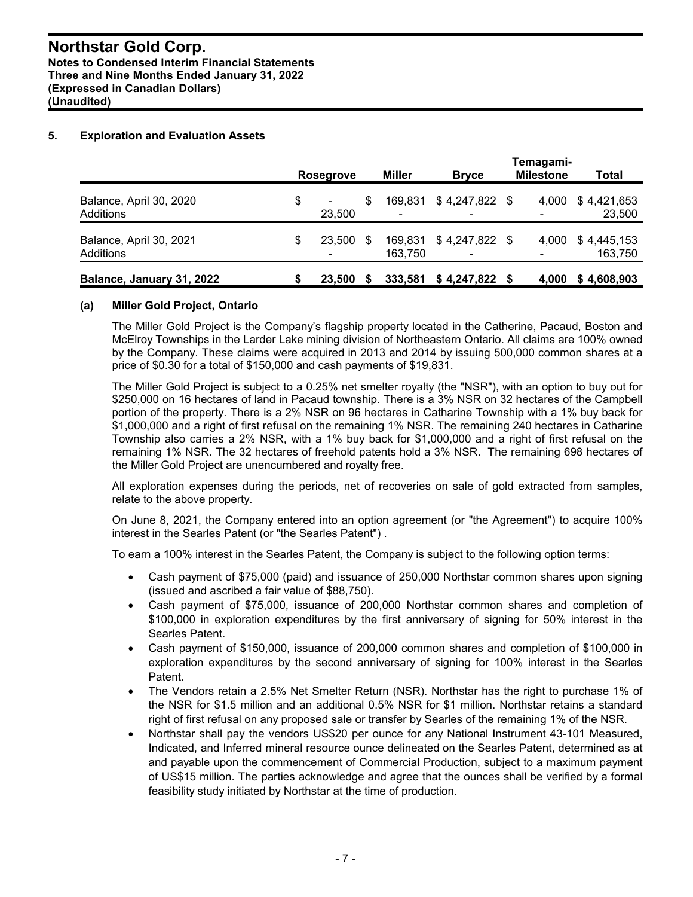## 5. Exploration and Evaluation Assets

| | Rosegrove | Miller | Bryce | Temagami-Milestone | Total |
|---|---|---|---|---|---|
| Balance, April 30, 2020 | $ - | $ 169,831 | $ 4,247,822 | $ 4,000 | $ 4,421,653 |
| Additions | 23,500 | - | - | - | 23,500 |
| Balance, April 30, 2021 | $ 23,500 | $ 169,831 | $ 4,247,822 | $ 4,000 | $ 4,445,153 |
| Additions | - | 163,750 | - | - | 163,750 |
| **Balance, January 31, 2022** | **$ 23,500** | **$ 333,581** | **$ 4,247,822** | **$ 4,000** | **$ 4,608,903** |

### (a) Miller Gold Project, Ontario

The Miller Gold Project is the Company's flagship property located in the Catherine, Pacaud, Boston and McElroy Townships in the Larder Lake mining division of Northeastern Ontario. All claims are 100% owned by the Company. These claims were acquired in 2013 and 2014 by issuing 500,000 common shares at a price of $0.30 for a total of $150,000 and cash payments of $19,831.

The Miller Gold Project is subject to a 0.25% net smelter royalty (the "NSR"), with an option to buy out for $250,000 on 16 hectares of land in Pacaud township. There is a 3% NSR on 32 hectares of the Campbell portion of the property. There is a 2% NSR on 96 hectares in Catharine Township with a 1% buy back for $1,000,000 and a right of first refusal on the remaining 1% NSR. The remaining 240 hectares in Catharine Township also carries a 2% NSR, with a 1% buy back for $1,000,000 and a right of first refusal on the remaining 1% NSR. The 32 hectares of freehold patents hold a 3% NSR. The remaining 698 hectares of the Miller Gold Project are unencumbered and royalty free.

All exploration expenses during the periods, net of recoveries on sale of gold extracted from samples, relate to the above property.

On June 8, 2021, the Company entered into an option agreement (or "the Agreement") to acquire 100% interest in the Searles Patent (or "the Searles Patent") .

To earn a 100% interest in the Searles Patent, the Company is subject to the following option terms:

- Cash payment of $75,000 (paid) and issuance of 250,000 Northstar common shares upon signing (issued and ascribed a fair value of $88,750).
- Cash payment of $75,000, issuance of 200,000 Northstar common shares and completion of $100,000 in exploration expenditures by the first anniversary of signing for 50% interest in the Searles Patent.
- Cash payment of $150,000, issuance of 200,000 common shares and completion of $100,000 in exploration expenditures by the second anniversary of signing for 100% interest in the Searles Patent.
- The Vendors retain a 2.5% Net Smelter Return (NSR). Northstar has the right to purchase 1% of the NSR for $1.5 million and an additional 0.5% NSR for $1 million. Northstar retains a standard right of first refusal on any proposed sale or transfer by Searles of the remaining 1% of the NSR.
- Northstar shall pay the vendors US$20 per ounce for any National Instrument 43-101 Measured, Indicated, and Inferred mineral resource ounce delineated on the Searles Patent, determined as at and payable upon the commencement of Commercial Production, subject to a maximum payment of US$15 million. The parties acknowledge and agree that the ounces shall be verified by a formal feasibility study initiated by Northstar at the time of production.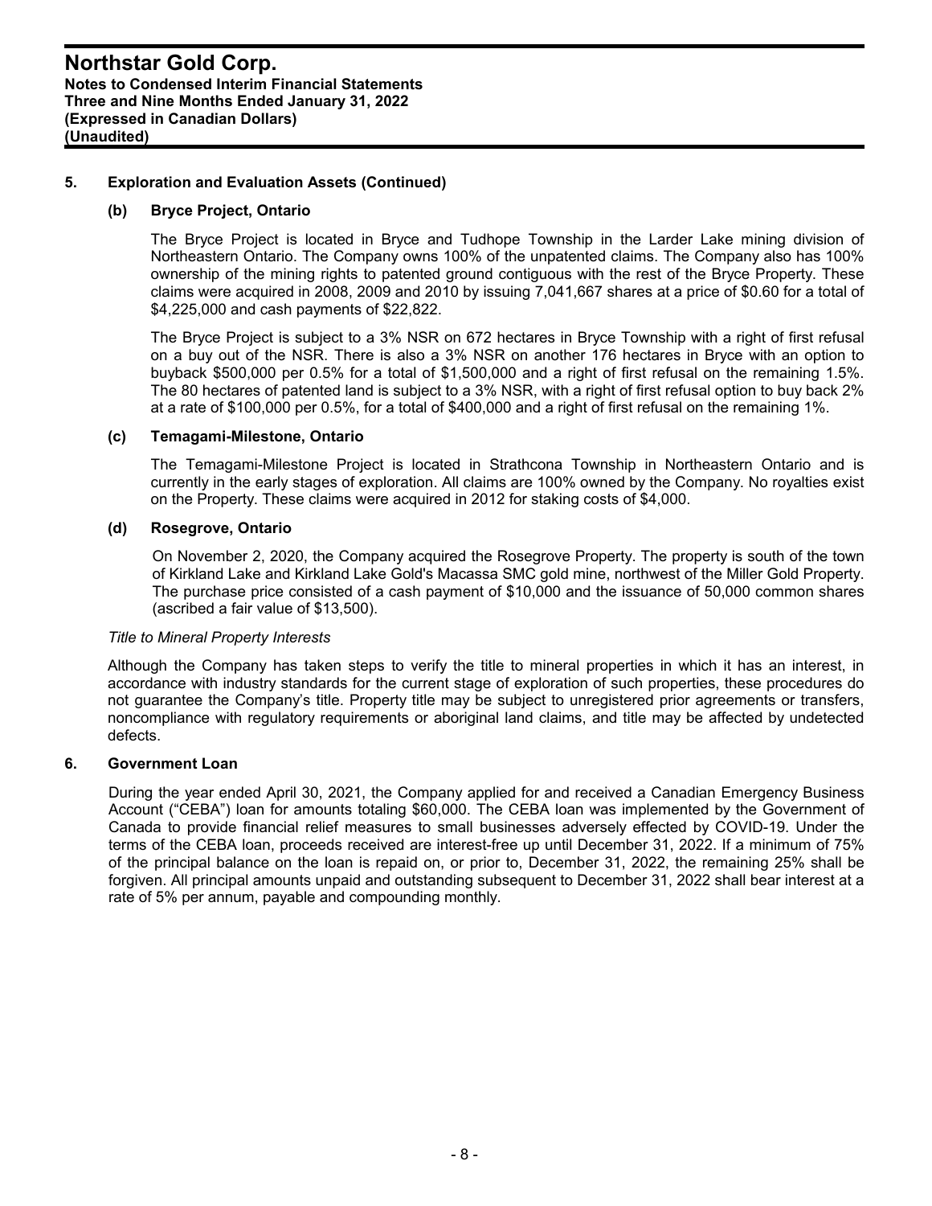## 5. Exploration and Evaluation Assets (Continued)

### (b) Bryce Project, Ontario

The Bryce Project is located in Bryce and Tudhope Township in the Larder Lake mining division of Northeastern Ontario. The Company owns 100% of the unpatented claims. The Company also has 100% ownership of the mining rights to patented ground contiguous with the rest of the Bryce Property. These claims were acquired in 2008, 2009 and 2010 by issuing 7,041,667 shares at a price of $0.60 for a total of $4,225,000 and cash payments of $22,822.

The Bryce Project is subject to a 3% NSR on 672 hectares in Bryce Township with a right of first refusal on a buy out of the NSR. There is also a 3% NSR on another 176 hectares in Bryce with an option to buyback $500,000 per 0.5% for a total of $1,500,000 and a right of first refusal on the remaining 1.5%. The 80 hectares of patented land is subject to a 3% NSR, with a right of first refusal option to buy back 2% at a rate of $100,000 per 0.5%, for a total of $400,000 and a right of first refusal on the remaining 1%.

### (c) Temagami-Milestone, Ontario

The Temagami-Milestone Project is located in Strathcona Township in Northeastern Ontario and is currently in the early stages of exploration. All claims are 100% owned by the Company. No royalties exist on the Property. These claims were acquired in 2012 for staking costs of $4,000.

### (d) Rosegrove, Ontario

On November 2, 2020, the Company acquired the Rosegrove Property. The property is south of the town of Kirkland Lake and Kirkland Lake Gold's Macassa SMC gold mine, northwest of the Miller Gold Property. The purchase price consisted of a cash payment of $10,000 and the issuance of 50,000 common shares (ascribed a fair value of $13,500).

*Title to Mineral Property Interests*

Although the Company has taken steps to verify the title to mineral properties in which it has an interest, in accordance with industry standards for the current stage of exploration of such properties, these procedures do not guarantee the Company's title. Property title may be subject to unregistered prior agreements or transfers, noncompliance with regulatory requirements or aboriginal land claims, and title may be affected by undetected defects.

## 6. Government Loan

During the year ended April 30, 2021, the Company applied for and received a Canadian Emergency Business Account ("CEBA") loan for amounts totaling $60,000. The CEBA loan was implemented by the Government of Canada to provide financial relief measures to small businesses adversely effected by COVID-19. Under the terms of the CEBA loan, proceeds received are interest-free up until December 31, 2022. If a minimum of 75% of the principal balance on the loan is repaid on, or prior to, December 31, 2022, the remaining 25% shall be forgiven. All principal amounts unpaid and outstanding subsequent to December 31, 2022 shall bear interest at a rate of 5% per annum, payable and compounding monthly.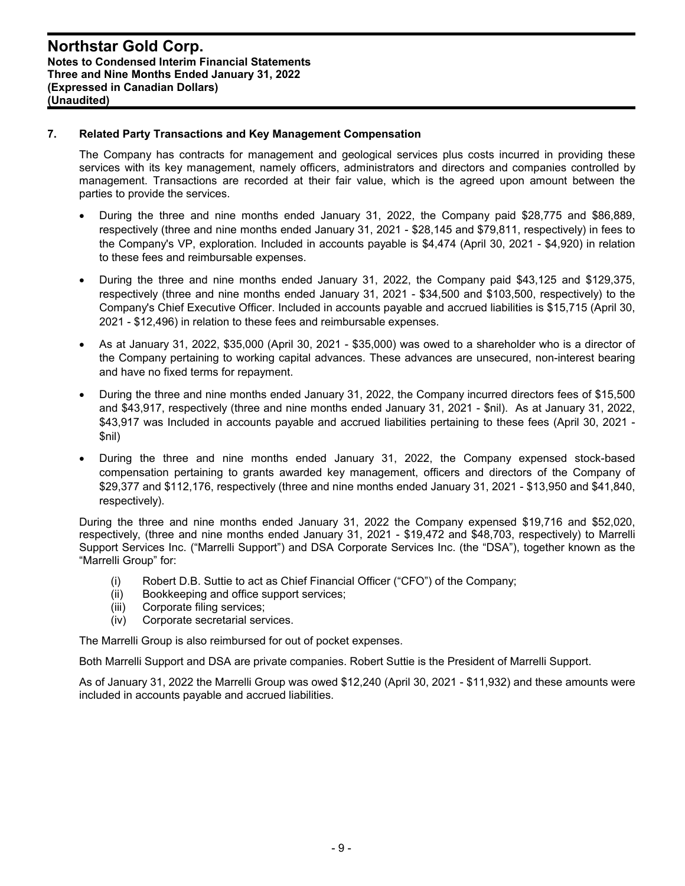## 7. Related Party Transactions and Key Management Compensation

The Company has contracts for management and geological services plus costs incurred in providing these services with its key management, namely officers, administrators and directors and companies controlled by management. Transactions are recorded at their fair value, which is the agreed upon amount between the parties to provide the services.

- During the three and nine months ended January 31, 2022, the Company paid $28,775 and $86,889, respectively (three and nine months ended January 31, 2021 - $28,145 and $79,811, respectively) in fees to the Company's VP, exploration. Included in accounts payable is $4,474 (April 30, 2021 - $4,920) in relation to these fees and reimbursable expenses.
- During the three and nine months ended January 31, 2022, the Company paid $43,125 and $129,375, respectively (three and nine months ended January 31, 2021 - $34,500 and $103,500, respectively) to the Company's Chief Executive Officer. Included in accounts payable and accrued liabilities is $15,715 (April 30, 2021 - $12,496) in relation to these fees and reimbursable expenses.
- As at January 31, 2022, $35,000 (April 30, 2021 - $35,000) was owed to a shareholder who is a director of the Company pertaining to working capital advances. These advances are unsecured, non-interest bearing and have no fixed terms for repayment.
- During the three and nine months ended January 31, 2022, the Company incurred directors fees of $15,500 and $43,917, respectively (three and nine months ended January 31, 2021 - $nil). As at January 31, 2022, $43,917 was Included in accounts payable and accrued liabilities pertaining to these fees (April 30, 2021 - $nil)
- During the three and nine months ended January 31, 2022, the Company expensed stock-based compensation pertaining to grants awarded key management, officers and directors of the Company of $29,377 and $112,176, respectively (three and nine months ended January 31, 2021 - $13,950 and $41,840, respectively).

During the three and nine months ended January 31, 2022 the Company expensed $19,716 and $52,020, respectively, (three and nine months ended January 31, 2021 - $19,472 and $48,703, respectively) to Marrelli Support Services Inc. ("Marrelli Support") and DSA Corporate Services Inc. (the "DSA"), together known as the "Marrelli Group" for:

(i) Robert D.B. Suttie to act as Chief Financial Officer ("CFO") of the Company;
(ii) Bookkeeping and office support services;
(iii) Corporate filing services;
(iv) Corporate secretarial services.

The Marrelli Group is also reimbursed for out of pocket expenses.

Both Marrelli Support and DSA are private companies. Robert Suttie is the President of Marrelli Support.

As of January 31, 2022 the Marrelli Group was owed $12,240 (April 30, 2021 - $11,932) and these amounts were included in accounts payable and accrued liabilities.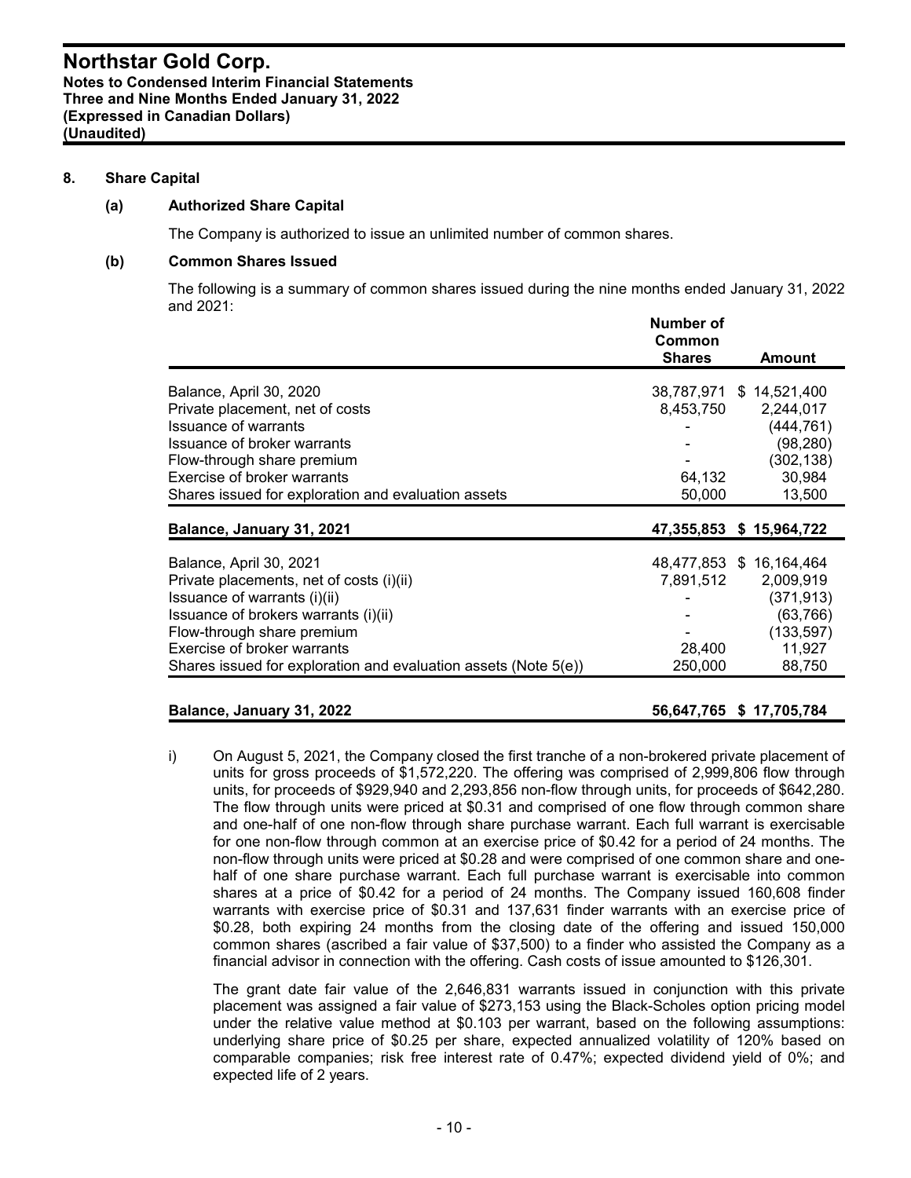## 8. Share Capital

### (a) Authorized Share Capital

The Company is authorized to issue an unlimited number of common shares.

### (b) Common Shares Issued

The following is a summary of common shares issued during the nine months ended January 31, 2022 and 2021:

| | Number of Common Shares | Amount |
|---|---|---|
| Balance, April 30, 2020 | 38,787,971 | $ 14,521,400 |
| Private placement, net of costs | 8,453,750 | 2,244,017 |
| Issuance of warrants | - | (444,761) |
| Issuance of broker warrants | - | (98,280) |
| Flow-through share premium | - | (302,138) |
| Exercise of broker warrants | 64,132 | 30,984 |
| Shares issued for exploration and evaluation assets | 50,000 | 13,500 |
| **Balance, January 31, 2021** | **47,355,853** | **$ 15,964,722** |
| Balance, April 30, 2021 | 48,477,853 | $ 16,164,464 |
| Private placements, net of costs (i)(ii) | 7,891,512 | 2,009,919 |
| Issuance of warrants (i)(ii) | - | (371,913) |
| Issuance of brokers warrants (i)(ii) | - | (63,766) |
| Flow-through share premium | - | (133,597) |
| Exercise of broker warrants | 28,400 | 11,927 |
| Shares issued for exploration and evaluation assets (Note 5(e)) | 250,000 | 88,750 |
| **Balance, January 31, 2022** | **56,647,765** | **$ 17,705,784** |

i) On August 5, 2021, the Company closed the first tranche of a non-brokered private placement of units for gross proceeds of $1,572,220. The offering was comprised of 2,999,806 flow through units, for proceeds of $929,940 and 2,293,856 non-flow through units, for proceeds of $642,280. The flow through units were priced at $0.31 and comprised of one flow through common share and one-half of one non-flow through share purchase warrant. Each full warrant is exercisable for one non-flow through common at an exercise price of $0.42 for a period of 24 months. The non-flow through units were priced at $0.28 and were comprised of one common share and one-half of one share purchase warrant. Each full purchase warrant is exercisable into common shares at a price of $0.42 for a period of 24 months. The Company issued 160,608 finder warrants with exercise price of $0.31 and 137,631 finder warrants with an exercise price of $0.28, both expiring 24 months from the closing date of the offering and issued 150,000 common shares (ascribed a fair value of $37,500) to a finder who assisted the Company as a financial advisor in connection with the offering. Cash costs of issue amounted to $126,301.

The grant date fair value of the 2,646,831 warrants issued in conjunction with this private placement was assigned a fair value of $273,153 using the Black-Scholes option pricing model under the relative value method at $0.103 per warrant, based on the following assumptions: underlying share price of $0.25 per share, expected annualized volatility of 120% based on comparable companies; risk free interest rate of 0.47%; expected dividend yield of 0%; and expected life of 2 years.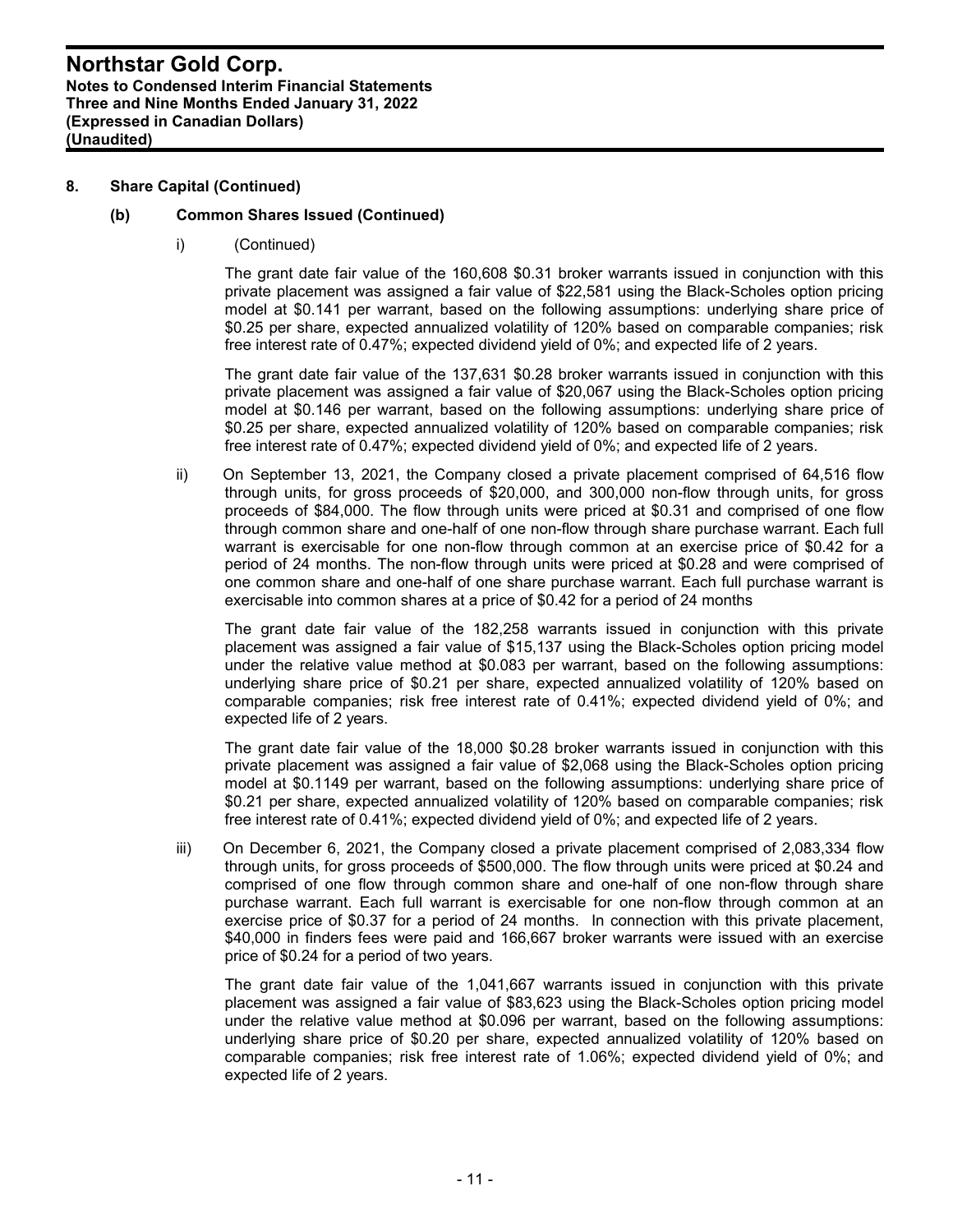## 8. Share Capital (Continued)

### (b) Common Shares Issued (Continued)

i) (Continued)

The grant date fair value of the 160,608 $0.31 broker warrants issued in conjunction with this private placement was assigned a fair value of $22,581 using the Black-Scholes option pricing model at $0.141 per warrant, based on the following assumptions: underlying share price of $0.25 per share, expected annualized volatility of 120% based on comparable companies; risk free interest rate of 0.47%; expected dividend yield of 0%; and expected life of 2 years.

The grant date fair value of the 137,631 $0.28 broker warrants issued in conjunction with this private placement was assigned a fair value of $20,067 using the Black-Scholes option pricing model at $0.146 per warrant, based on the following assumptions: underlying share price of $0.25 per share, expected annualized volatility of 120% based on comparable companies; risk free interest rate of 0.47%; expected dividend yield of 0%; and expected life of 2 years.

ii) On September 13, 2021, the Company closed a private placement comprised of 64,516 flow through units, for gross proceeds of $20,000, and 300,000 non-flow through units, for gross proceeds of $84,000. The flow through units were priced at $0.31 and comprised of one flow through common share and one-half of one non-flow through share purchase warrant. Each full warrant is exercisable for one non-flow through common at an exercise price of $0.42 for a period of 24 months. The non-flow through units were priced at $0.28 and were comprised of one common share and one-half of one share purchase warrant. Each full purchase warrant is exercisable into common shares at a price of $0.42 for a period of 24 months

The grant date fair value of the 182,258 warrants issued in conjunction with this private placement was assigned a fair value of $15,137 using the Black-Scholes option pricing model under the relative value method at $0.083 per warrant, based on the following assumptions: underlying share price of $0.21 per share, expected annualized volatility of 120% based on comparable companies; risk free interest rate of 0.41%; expected dividend yield of 0%; and expected life of 2 years.

The grant date fair value of the 18,000 $0.28 broker warrants issued in conjunction with this private placement was assigned a fair value of $2,068 using the Black-Scholes option pricing model at $0.1149 per warrant, based on the following assumptions: underlying share price of $0.21 per share, expected annualized volatility of 120% based on comparable companies; risk free interest rate of 0.41%; expected dividend yield of 0%; and expected life of 2 years.

iii) On December 6, 2021, the Company closed a private placement comprised of 2,083,334 flow through units, for gross proceeds of $500,000. The flow through units were priced at $0.24 and comprised of one flow through common share and one-half of one non-flow through share purchase warrant. Each full warrant is exercisable for one non-flow through common at an exercise price of $0.37 for a period of 24 months. In connection with this private placement, $40,000 in finders fees were paid and 166,667 broker warrants were issued with an exercise price of $0.24 for a period of two years.

The grant date fair value of the 1,041,667 warrants issued in conjunction with this private placement was assigned a fair value of $83,623 using the Black-Scholes option pricing model under the relative value method at $0.096 per warrant, based on the following assumptions: underlying share price of $0.20 per share, expected annualized volatility of 120% based on comparable companies; risk free interest rate of 1.06%; expected dividend yield of 0%; and expected life of 2 years.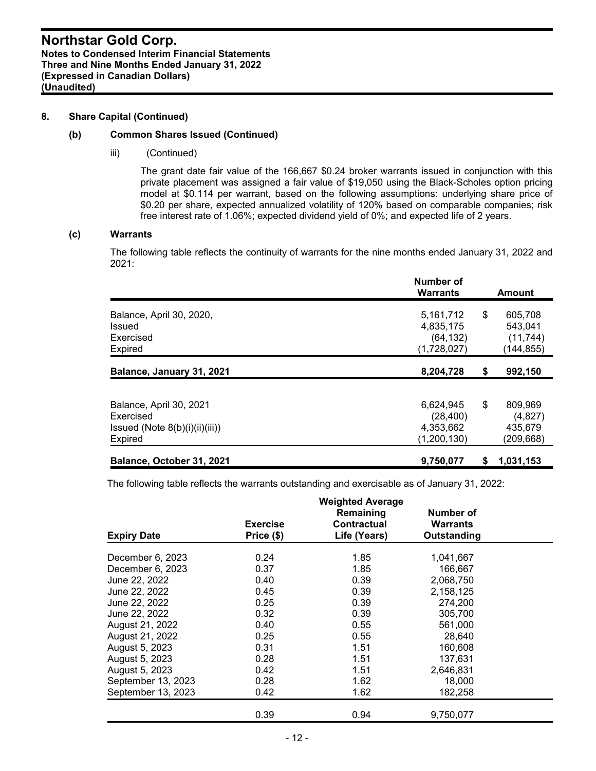## 8. Share Capital (Continued)

### (b) Common Shares Issued (Continued)

iii) (Continued)

The grant date fair value of the 166,667 $0.24 broker warrants issued in conjunction with this private placement was assigned a fair value of $19,050 using the Black-Scholes option pricing model at $0.114 per warrant, based on the following assumptions: underlying share price of $0.20 per share, expected annualized volatility of 120% based on comparable companies; risk free interest rate of 1.06%; expected dividend yield of 0%; and expected life of 2 years.

### (c) Warrants

The following table reflects the continuity of warrants for the nine months ended January 31, 2022 and 2021:

| | Number of Warrants | Amount |
|---|---|---|
| Balance, April 30, 2020, | 5,161,712 | $ 605,708 |
| Issued | 4,835,175 | 543,041 |
| Exercised | (64,132) | (11,744) |
| Expired | (1,728,027) | (144,855) |
| **Balance, January 31, 2021** | **8,204,728** | **$ 992,150** |
| | | |
| Balance, April 30, 2021 | 6,624,945 | $ 809,969 |
| Exercised | (28,400) | (4,827) |
| Issued (Note 8(b)(i)(ii)(iii)) | 4,353,662 | 435,679 |
| Expired | (1,200,130) | (209,668) |
| **Balance, October 31, 2021** | **9,750,077** | **$ 1,031,153** |

The following table reflects the warrants outstanding and exercisable as of January 31, 2022:

| Expiry Date | Exercise Price ($) | Weighted Average Remaining Contractual Life (Years) | Number of Warrants Outstanding |
|---|---|---|---|
| December 6, 2023 | 0.24 | 1.85 | 1,041,667 |
| December 6, 2023 | 0.37 | 1.85 | 166,667 |
| June 22, 2022 | 0.40 | 0.39 | 2,068,750 |
| June 22, 2022 | 0.45 | 0.39 | 2,158,125 |
| June 22, 2022 | 0.25 | 0.39 | 274,200 |
| June 22, 2022 | 0.32 | 0.39 | 305,700 |
| August 21, 2022 | 0.40 | 0.55 | 561,000 |
| August 21, 2022 | 0.25 | 0.55 | 28,640 |
| August 5, 2023 | 0.31 | 1.51 | 160,608 |
| August 5, 2023 | 0.28 | 1.51 | 137,631 |
| August 5, 2023 | 0.42 | 1.51 | 2,646,831 |
| September 13, 2023 | 0.28 | 1.62 | 18,000 |
| September 13, 2023 | 0.42 | 1.62 | 182,258 |
| | 0.39 | 0.94 | 9,750,077 |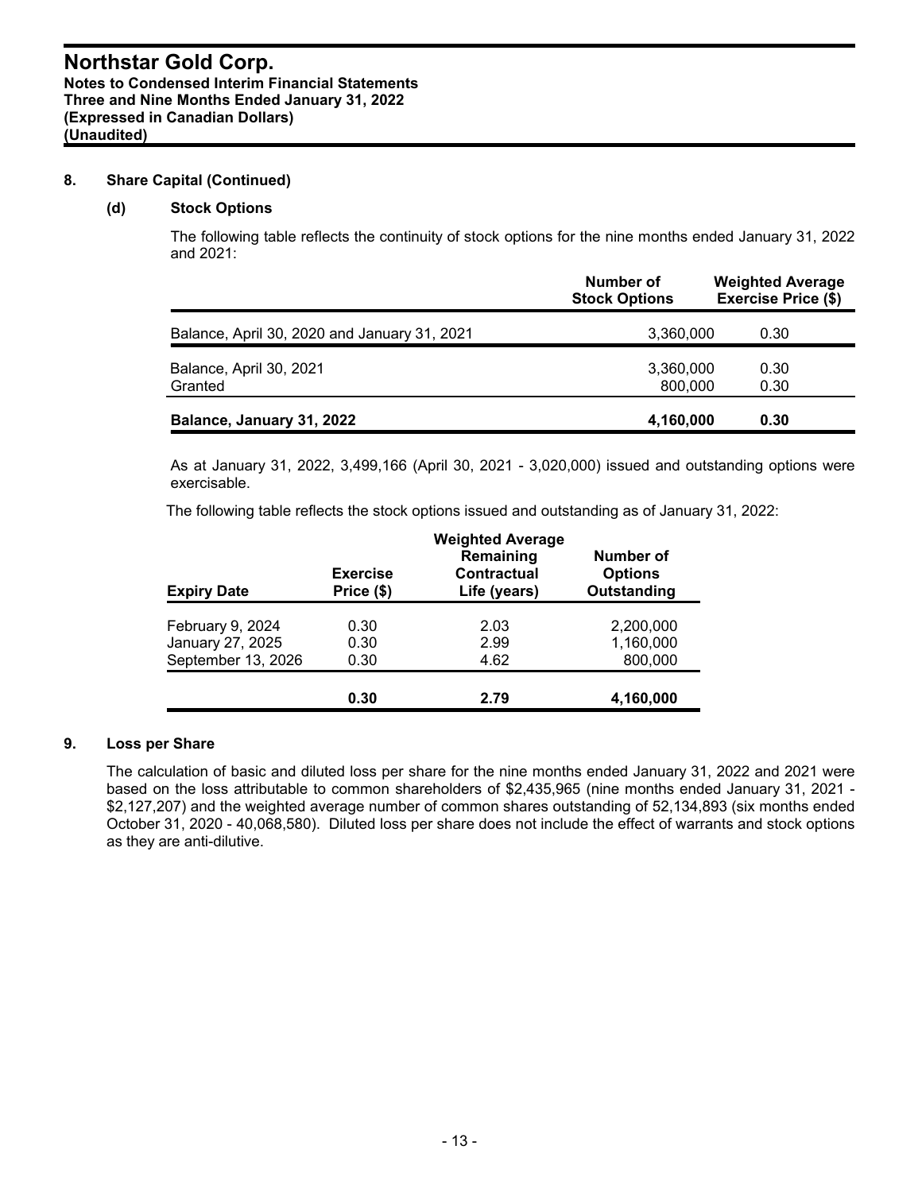## 8. Share Capital (Continued)

### (d) Stock Options

The following table reflects the continuity of stock options for the nine months ended January 31, 2022 and 2021:

| | Number of Stock Options | Weighted Average Exercise Price ($) |
|---|---|---|
| Balance, April 30, 2020 and January 31, 2021 | 3,360,000 | 0.30 |
| Balance, April 30, 2021 | 3,360,000 | 0.30 |
| Granted | 800,000 | 0.30 |
| **Balance, January 31, 2022** | **4,160,000** | **0.30** |

As at January 31, 2022, 3,499,166 (April 30, 2021 - 3,020,000) issued and outstanding options were exercisable.

The following table reflects the stock options issued and outstanding as of January 31, 2022:

| Expiry Date | Exercise Price ($) | Weighted Average Remaining Contractual Life (years) | Number of Options Outstanding |
|---|---|---|---|
| February 9, 2024 | 0.30 | 2.03 | 2,200,000 |
| January 27, 2025 | 0.30 | 2.99 | 1,160,000 |
| September 13, 2026 | 0.30 | 4.62 | 800,000 |
| | **0.30** | **2.79** | **4,160,000** |

## 9. Loss per Share

The calculation of basic and diluted loss per share for the nine months ended January 31, 2022 and 2021 were based on the loss attributable to common shareholders of $2,435,965 (nine months ended January 31, 2021 - $2,127,207) and the weighted average number of common shares outstanding of 52,134,893 (six months ended October 31, 2020 - 40,068,580). Diluted loss per share does not include the effect of warrants and stock options as they are anti-dilutive.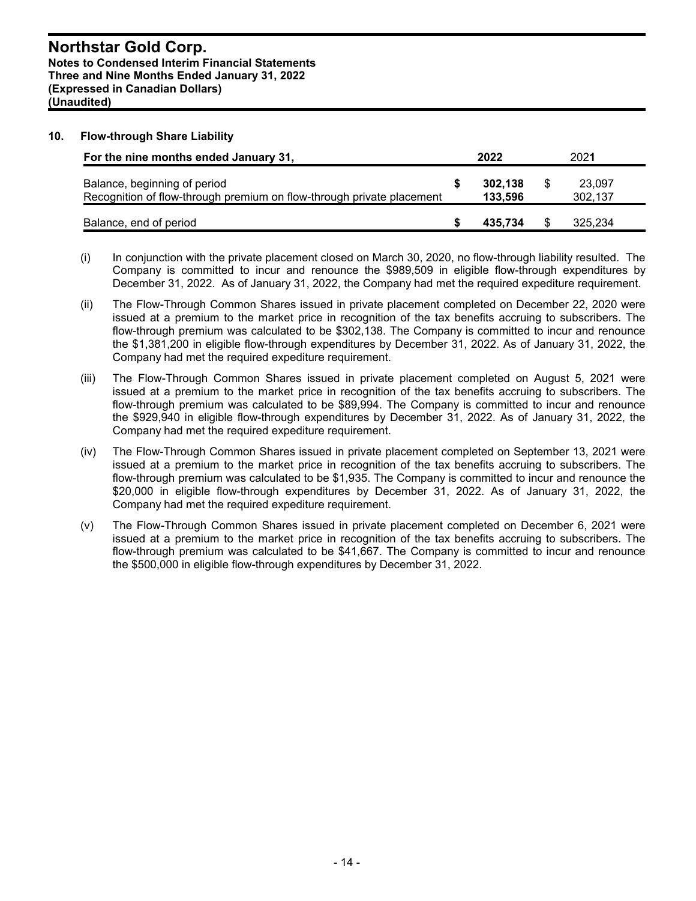## 10. Flow-through Share Liability

| For the nine months ended January 31, | 2022 | 2021 |
|---|---|---|
| Balance, beginning of period | $ **302,138** | $ 23,097 |
| Recognition of flow-through premium on flow-through private placement | **133,596** | 302,137 |
| Balance, end of period | $ **435,734** | $ 325,234 |

(i) In conjunction with the private placement closed on March 30, 2020, no flow-through liability resulted. The Company is committed to incur and renounce the $989,509 in eligible flow-through expenditures by December 31, 2022. As of January 31, 2022, the Company had met the required expediture requirement.

(ii) The Flow-Through Common Shares issued in private placement completed on December 22, 2020 were issued at a premium to the market price in recognition of the tax benefits accruing to subscribers. The flow-through premium was calculated to be $302,138. The Company is committed to incur and renounce the $1,381,200 in eligible flow-through expenditures by December 31, 2022. As of January 31, 2022, the Company had met the required expediture requirement.

(iii) The Flow-Through Common Shares issued in private placement completed on August 5, 2021 were issued at a premium to the market price in recognition of the tax benefits accruing to subscribers. The flow-through premium was calculated to be $89,994. The Company is committed to incur and renounce the $929,940 in eligible flow-through expenditures by December 31, 2022. As of January 31, 2022, the Company had met the required expediture requirement.

(iv) The Flow-Through Common Shares issued in private placement completed on September 13, 2021 were issued at a premium to the market price in recognition of the tax benefits accruing to subscribers. The flow-through premium was calculated to be $1,935. The Company is committed to incur and renounce the $20,000 in eligible flow-through expenditures by December 31, 2022. As of January 31, 2022, the Company had met the required expediture requirement.

(v) The Flow-Through Common Shares issued in private placement completed on December 6, 2021 were issued at a premium to the market price in recognition of the tax benefits accruing to subscribers. The flow-through premium was calculated to be $41,667. The Company is committed to incur and renounce the $500,000 in eligible flow-through expenditures by December 31, 2022.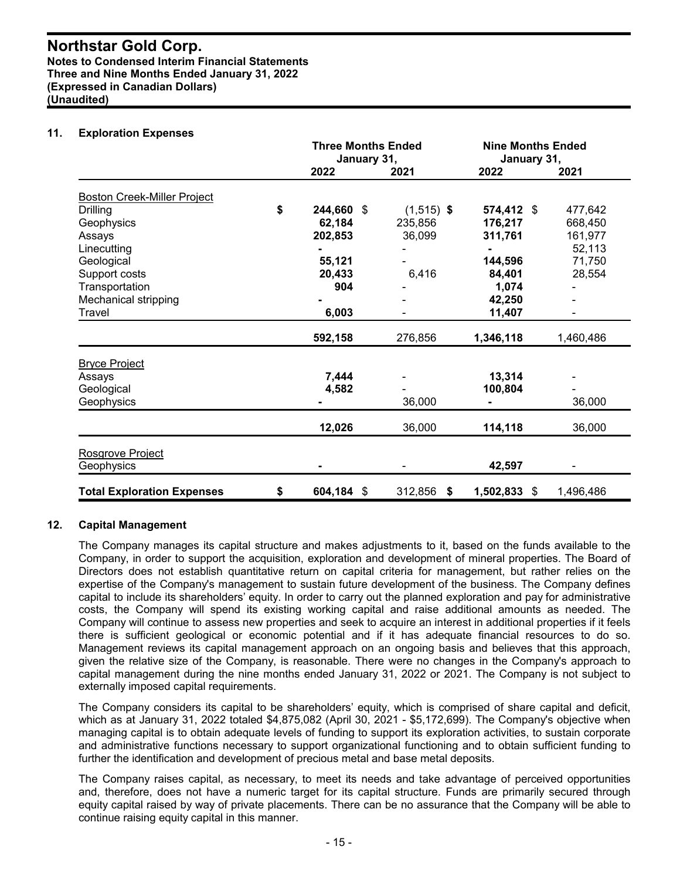## 11. Exploration Expenses

| | Three Months Ended January 31, | | Nine Months Ended January 31, | |
|---|---|---|---|---|
| | **2022** | 2021 | **2022** | 2021 |
| Boston Creek-Miller Project | | | | |
| Drilling | **$ 244,660** | $ (1,515) | **$ 574,412** | $ 477,642 |
| Geophysics | **62,184** | 235,856 | **176,217** | 668,450 |
| Assays | **202,853** | 36,099 | **311,761** | 161,977 |
| Linecutting | **-** | - | **-** | 52,113 |
| Geological | **55,121** | - | **144,596** | 71,750 |
| Support costs | **20,433** | 6,416 | **84,401** | 28,554 |
| Transportation | **904** | - | **1,074** | - |
| Mechanical stripping | **-** | - | **42,250** | - |
| Travel | **6,003** | - | **11,407** | - |
| | **592,158** | 276,856 | **1,346,118** | 1,460,486 |
| Bryce Project | | | | |
| Assays | **7,444** | - | **13,314** | - |
| Geological | **4,582** | - | **100,804** | - |
| Geophysics | **-** | 36,000 | **-** | 36,000 |
| | **12,026** | 36,000 | **114,118** | 36,000 |
| Rosgrove Project | | | | |
| Geophysics | **-** | - | **42,597** | - |
| **Total Exploration Expenses** | **$ 604,184** | $ 312,856 | **$ 1,502,833** | $ 1,496,486 |

## 12. Capital Management

The Company manages its capital structure and makes adjustments to it, based on the funds available to the Company, in order to support the acquisition, exploration and development of mineral properties. The Board of Directors does not establish quantitative return on capital criteria for management, but rather relies on the expertise of the Company's management to sustain future development of the business. The Company defines capital to include its shareholders' equity. In order to carry out the planned exploration and pay for administrative costs, the Company will spend its existing working capital and raise additional amounts as needed. The Company will continue to assess new properties and seek to acquire an interest in additional properties if it feels there is sufficient geological or economic potential and if it has adequate financial resources to do so. Management reviews its capital management approach on an ongoing basis and believes that this approach, given the relative size of the Company, is reasonable. There were no changes in the Company's approach to capital management during the nine months ended January 31, 2022 or 2021. The Company is not subject to externally imposed capital requirements.

The Company considers its capital to be shareholders' equity, which is comprised of share capital and deficit, which as at January 31, 2022 totaled $4,875,082 (April 30, 2021 - $5,172,699). The Company's objective when managing capital is to obtain adequate levels of funding to support its exploration activities, to sustain corporate and administrative functions necessary to support organizational functioning and to obtain sufficient funding to further the identification and development of precious metal and base metal deposits.

The Company raises capital, as necessary, to meet its needs and take advantage of perceived opportunities and, therefore, does not have a numeric target for its capital structure. Funds are primarily secured through equity capital raised by way of private placements. There can be no assurance that the Company will be able to continue raising equity capital in this manner.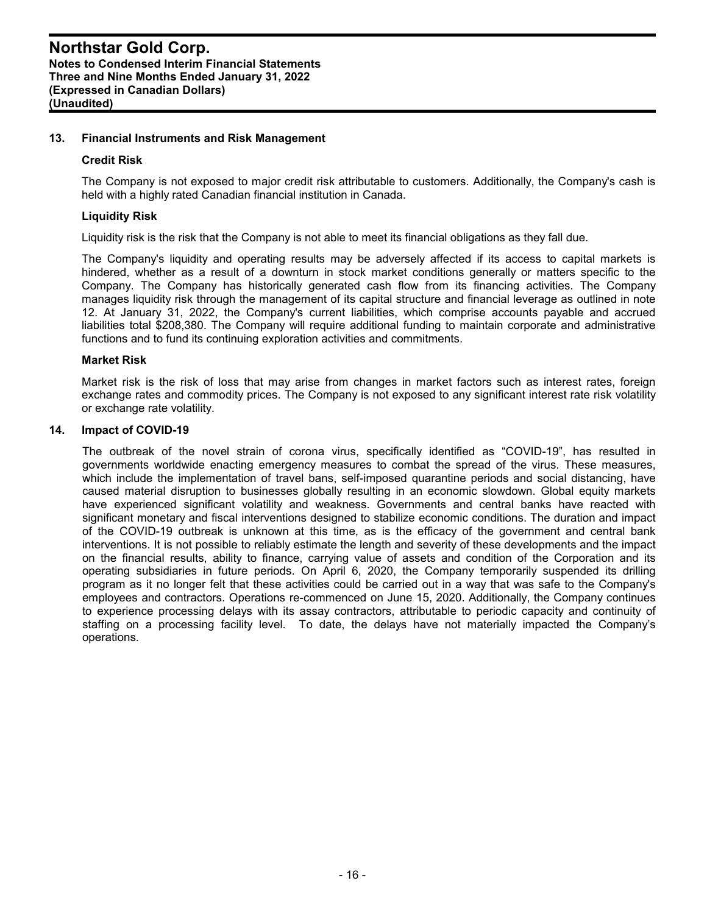## 13. Financial Instruments and Risk Management

### Credit Risk

The Company is not exposed to major credit risk attributable to customers. Additionally, the Company's cash is held with a highly rated Canadian financial institution in Canada.

### Liquidity Risk

Liquidity risk is the risk that the Company is not able to meet its financial obligations as they fall due.

The Company's liquidity and operating results may be adversely affected if its access to capital markets is hindered, whether as a result of a downturn in stock market conditions generally or matters specific to the Company. The Company has historically generated cash flow from its financing activities. The Company manages liquidity risk through the management of its capital structure and financial leverage as outlined in note 12. At January 31, 2022, the Company's current liabilities, which comprise accounts payable and accrued liabilities total $208,380. The Company will require additional funding to maintain corporate and administrative functions and to fund its continuing exploration activities and commitments.

### Market Risk

Market risk is the risk of loss that may arise from changes in market factors such as interest rates, foreign exchange rates and commodity prices. The Company is not exposed to any significant interest rate risk volatility or exchange rate volatility.

## 14. Impact of COVID-19

The outbreak of the novel strain of corona virus, specifically identified as "COVID-19", has resulted in governments worldwide enacting emergency measures to combat the spread of the virus. These measures, which include the implementation of travel bans, self-imposed quarantine periods and social distancing, have caused material disruption to businesses globally resulting in an economic slowdown. Global equity markets have experienced significant volatility and weakness. Governments and central banks have reacted with significant monetary and fiscal interventions designed to stabilize economic conditions. The duration and impact of the COVID-19 outbreak is unknown at this time, as is the efficacy of the government and central bank interventions. It is not possible to reliably estimate the length and severity of these developments and the impact on the financial results, ability to finance, carrying value of assets and condition of the Corporation and its operating subsidiaries in future periods. On April 6, 2020, the Company temporarily suspended its drilling program as it no longer felt that these activities could be carried out in a way that was safe to the Company's employees and contractors. Operations re-commenced on June 15, 2020. Additionally, the Company continues to experience processing delays with its assay contractors, attributable to periodic capacity and continuity of staffing on a processing facility level. To date, the delays have not materially impacted the Company's operations.